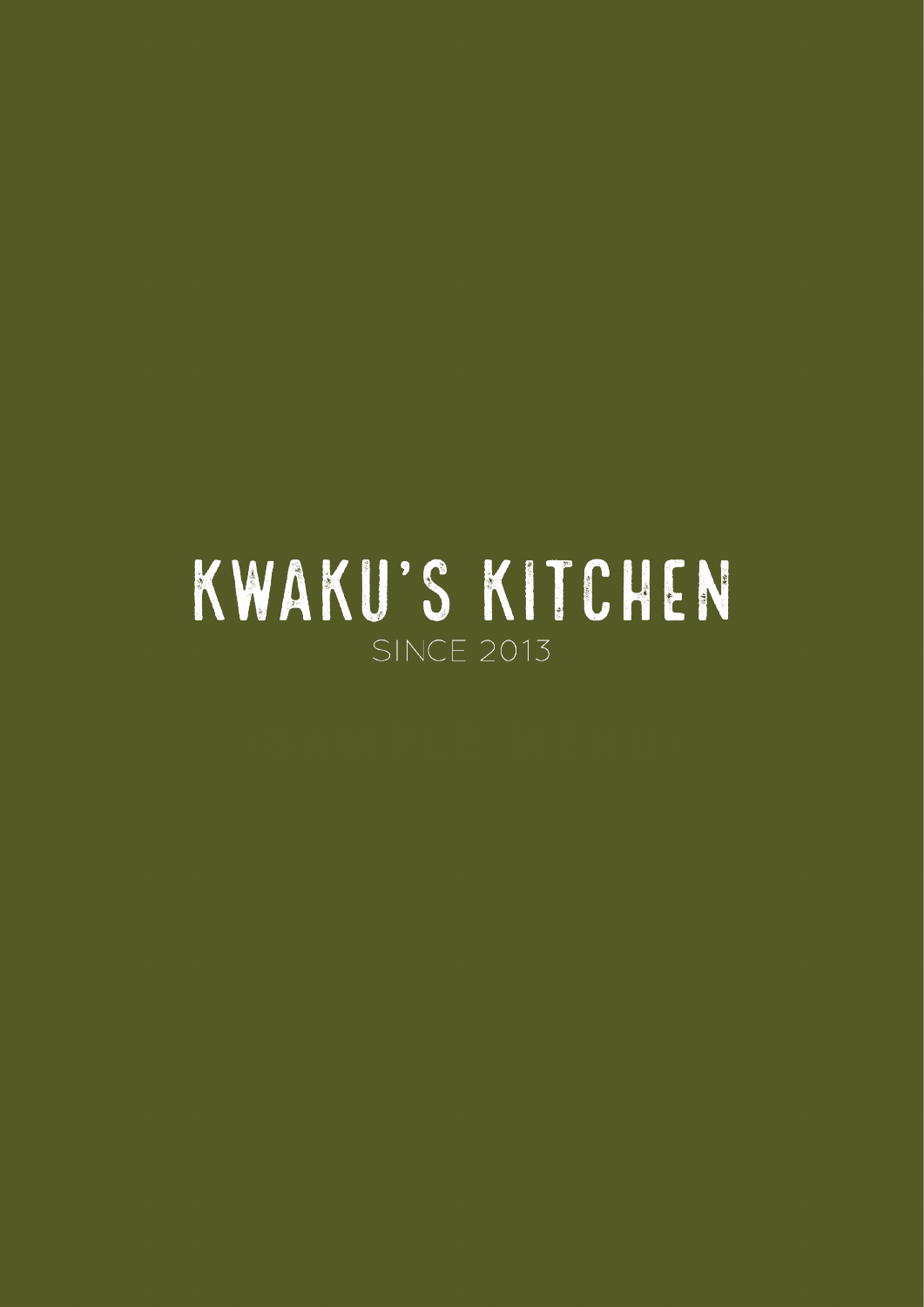# KWAKU'S KITCHEN

SINCE 2013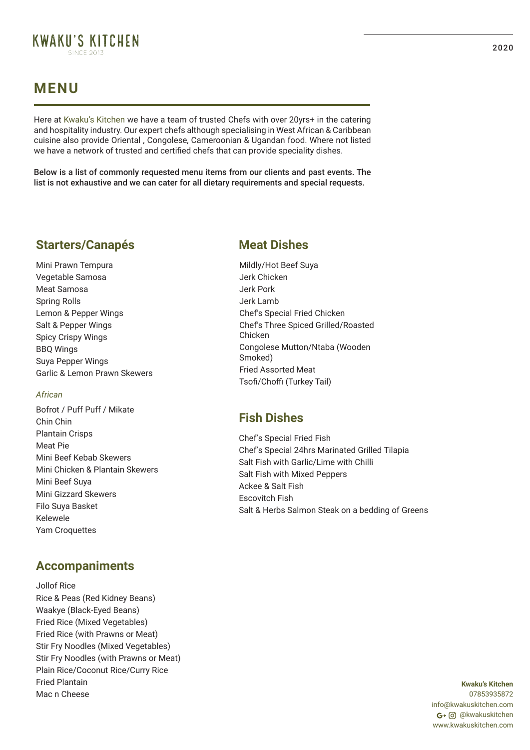KWAKU'S KITCHEN
SINCE 2013

2020

# MENU

Here at Kwaku's Kitchen we have a team of trusted Chefs with over 20yrs+ in the catering and hospitality industry. Our expert chefs although specialising in West African & Caribbean cuisine also provide Oriental , Congolese, Cameroonian & Ugandan food. Where not listed we have a network of trusted and certified chefs that can provide speciality dishes.

Below is a list of commonly requested menu items from our clients and past events. The list is not exhaustive and we can cater for all dietary requirements and special requests.

## Starters/Canapés

Mini Prawn Tempura
Vegetable Samosa
Meat Samosa
Spring Rolls
Lemon & Pepper Wings
Salt & Pepper Wings
Spicy Crispy Wings
BBQ Wings
Suya Pepper Wings
Garlic & Lemon Prawn Skewers

*African*

Bofrot / Puff Puff / Mikate
Chin Chin
Plantain Crisps
Meat Pie
Mini Beef Kebab Skewers
Mini Chicken & Plantain Skewers
Mini Beef Suya
Mini Gizzard Skewers
Filo Suya Basket
Kelewele
Yam Croquettes

## Accompaniments

Jollof Rice
Rice & Peas (Red Kidney Beans)
Waakye (Black-Eyed Beans)
Fried Rice (Mixed Vegetables)
Fried Rice (with Prawns or Meat)
Stir Fry Noodles (Mixed Vegetables)
Stir Fry Noodles (with Prawns or Meat)
Plain Rice/Coconut Rice/Curry Rice
Fried Plantain
Mac n Cheese

## Meat Dishes

Mildly/Hot Beef Suya
Jerk Chicken
Jerk Pork
Jerk Lamb
Chef's Special Fried Chicken
Chef's Three Spiced Grilled/Roasted Chicken
Congolese Mutton/Ntaba (Wooden Smoked)
Fried Assorted Meat
Tsofi/Choffi (Turkey Tail)

## Fish Dishes

Chef's Special Fried Fish
Chef's Special 24hrs Marinated Grilled Tilapia
Salt Fish with Garlic/Lime with Chilli
Salt Fish with Mixed Peppers
Ackee & Salt Fish
Escovitch Fish
Salt & Herbs Salmon Steak on a bedding of Greens

**Kwaku's Kitchen**
07853935872
info@kwakuskitchen.com
@kwakuskitchen
www.kwakuskitchen.com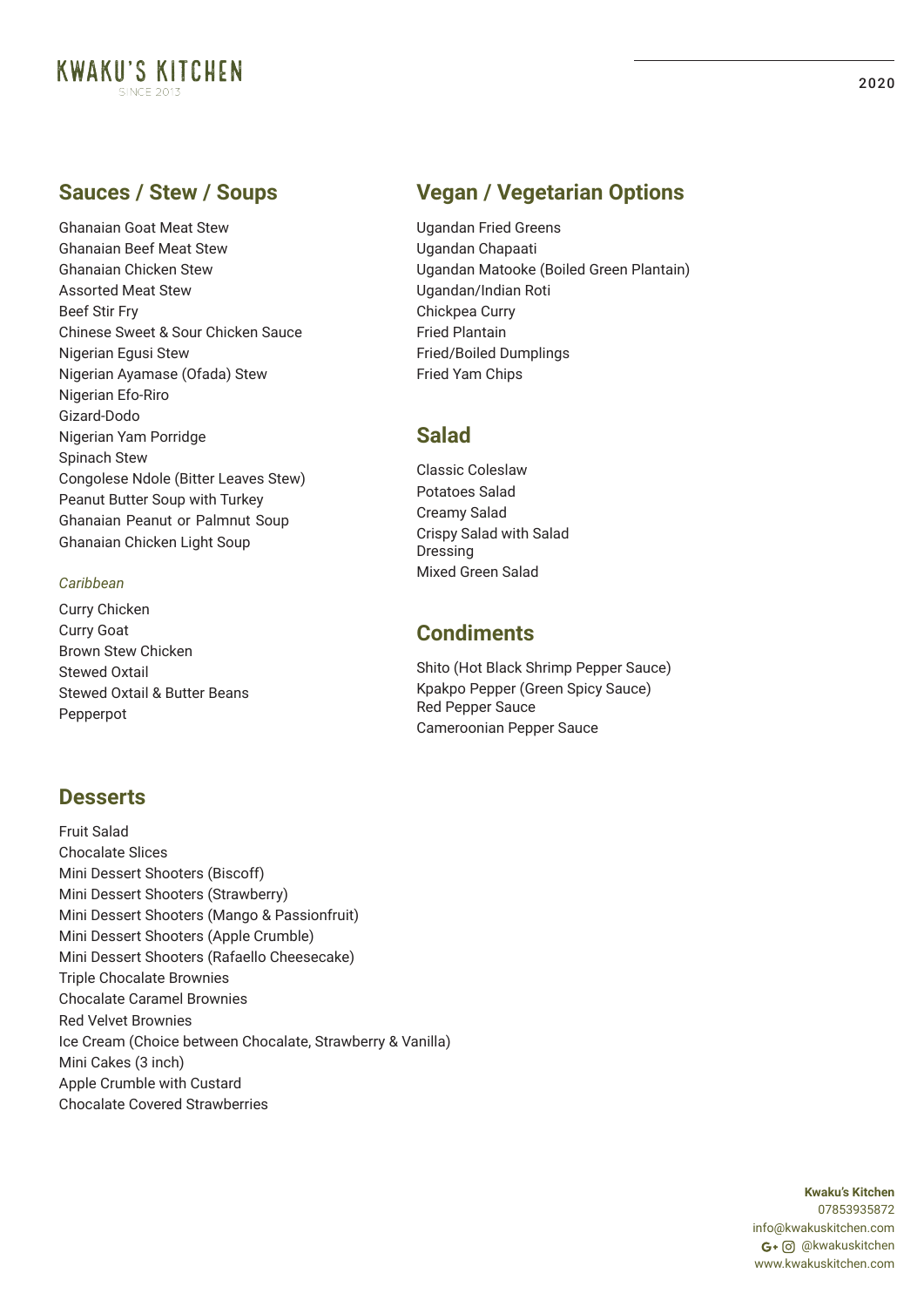# KWAKU'S KITCHEN

SINCE 2013

2020

## Sauces / Stew / Soups

Ghanaian Goat Meat Stew
Ghanaian Beef Meat Stew
Ghanaian Chicken Stew
Assorted Meat Stew
Beef Stir Fry
Chinese Sweet & Sour Chicken Sauce
Nigerian Egusi Stew
Nigerian Ayamase (Ofada) Stew
Nigerian Efo-Riro
Gizard-Dodo
Nigerian Yam Porridge
Spinach Stew
Congolese Ndole (Bitter Leaves Stew)
Peanut Butter Soup with Turkey
Ghanaian Peanut or Palmnut Soup
Ghanaian Chicken Light Soup

*Caribbean*

Curry Chicken
Curry Goat
Brown Stew Chicken
Stewed Oxtail
Stewed Oxtail & Butter Beans
Pepperpot

## Vegan / Vegetarian Options

Ugandan Fried Greens
Ugandan Chapaati
Ugandan Matooke (Boiled Green Plantain)
Ugandan/Indian Roti
Chickpea Curry
Fried Plantain
Fried/Boiled Dumplings
Fried Yam Chips

## Salad

Classic Coleslaw
Potatoes Salad
Creamy Salad
Crispy Salad with Salad Dressing
Mixed Green Salad

## Condiments

Shito (Hot Black Shrimp Pepper Sauce)
Kpakpo Pepper (Green Spicy Sauce)
Red Pepper Sauce
Cameroonian Pepper Sauce

## Desserts

Fruit Salad
Chocalate Slices
Mini Dessert Shooters (Biscoff)
Mini Dessert Shooters (Strawberry)
Mini Dessert Shooters (Mango & Passionfruit)
Mini Dessert Shooters (Apple Crumble)
Mini Dessert Shooters (Rafaello Cheesecake)
Triple Chocalate Brownies
Chocalate Caramel Brownies
Red Velvet Brownies
Ice Cream (Choice between Chocalate, Strawberry & Vanilla)
Mini Cakes (3 inch)
Apple Crumble with Custard
Chocalate Covered Strawberries

**Kwaku's Kitchen**
07853935872
info@kwakuskitchen.com
@kwakuskitchen
www.kwakuskitchen.com